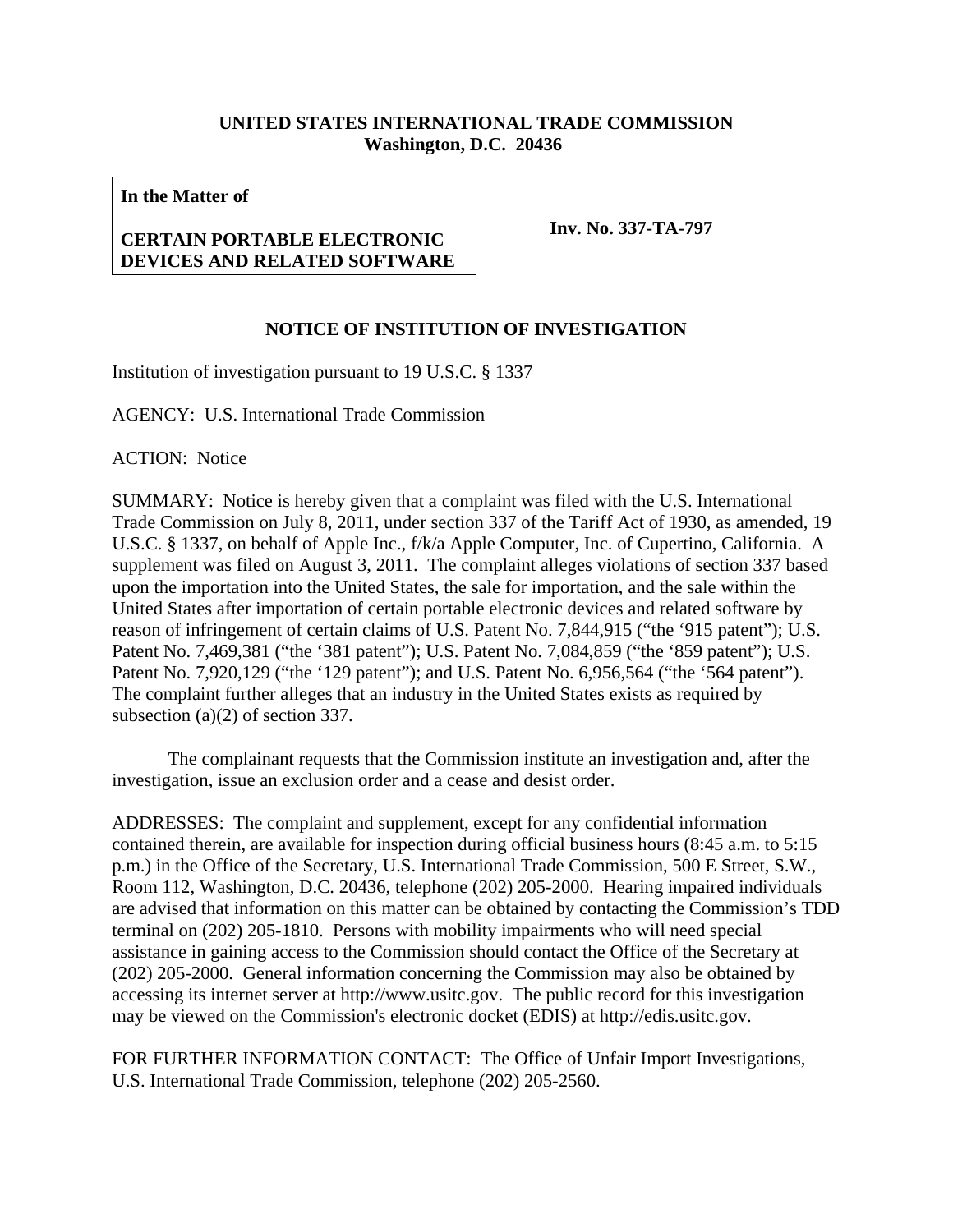**UNITED STATES INTERNATIONAL TRADE COMMISSION**
**Washington, D.C. 20436**

| **In the Matter of**<br><br>**CERTAIN PORTABLE ELECTRONIC DEVICES AND RELATED SOFTWARE** | **Inv. No. 337-TA-797** |
|---|---|

## NOTICE OF INSTITUTION OF INVESTIGATION

Institution of investigation pursuant to 19 U.S.C. § 1337

AGENCY: U.S. International Trade Commission

ACTION: Notice

SUMMARY: Notice is hereby given that a complaint was filed with the U.S. International Trade Commission on July 8, 2011, under section 337 of the Tariff Act of 1930, as amended, 19 U.S.C. § 1337, on behalf of Apple Inc., f/k/a Apple Computer, Inc. of Cupertino, California. A supplement was filed on August 3, 2011. The complaint alleges violations of section 337 based upon the importation into the United States, the sale for importation, and the sale within the United States after importation of certain portable electronic devices and related software by reason of infringement of certain claims of U.S. Patent No. 7,844,915 ("the '915 patent"); U.S. Patent No. 7,469,381 ("the '381 patent"); U.S. Patent No. 7,084,859 ("the '859 patent"); U.S. Patent No. 7,920,129 ("the '129 patent"); and U.S. Patent No. 6,956,564 ("the '564 patent"). The complaint further alleges that an industry in the United States exists as required by subsection (a)(2) of section 337.

The complainant requests that the Commission institute an investigation and, after the investigation, issue an exclusion order and a cease and desist order.

ADDRESSES: The complaint and supplement, except for any confidential information contained therein, are available for inspection during official business hours (8:45 a.m. to 5:15 p.m.) in the Office of the Secretary, U.S. International Trade Commission, 500 E Street, S.W., Room 112, Washington, D.C. 20436, telephone (202) 205-2000. Hearing impaired individuals are advised that information on this matter can be obtained by contacting the Commission's TDD terminal on (202) 205-1810. Persons with mobility impairments who will need special assistance in gaining access to the Commission should contact the Office of the Secretary at (202) 205-2000. General information concerning the Commission may also be obtained by accessing its internet server at http://www.usitc.gov. The public record for this investigation may be viewed on the Commission's electronic docket (EDIS) at http://edis.usitc.gov.

FOR FURTHER INFORMATION CONTACT: The Office of Unfair Import Investigations, U.S. International Trade Commission, telephone (202) 205-2560.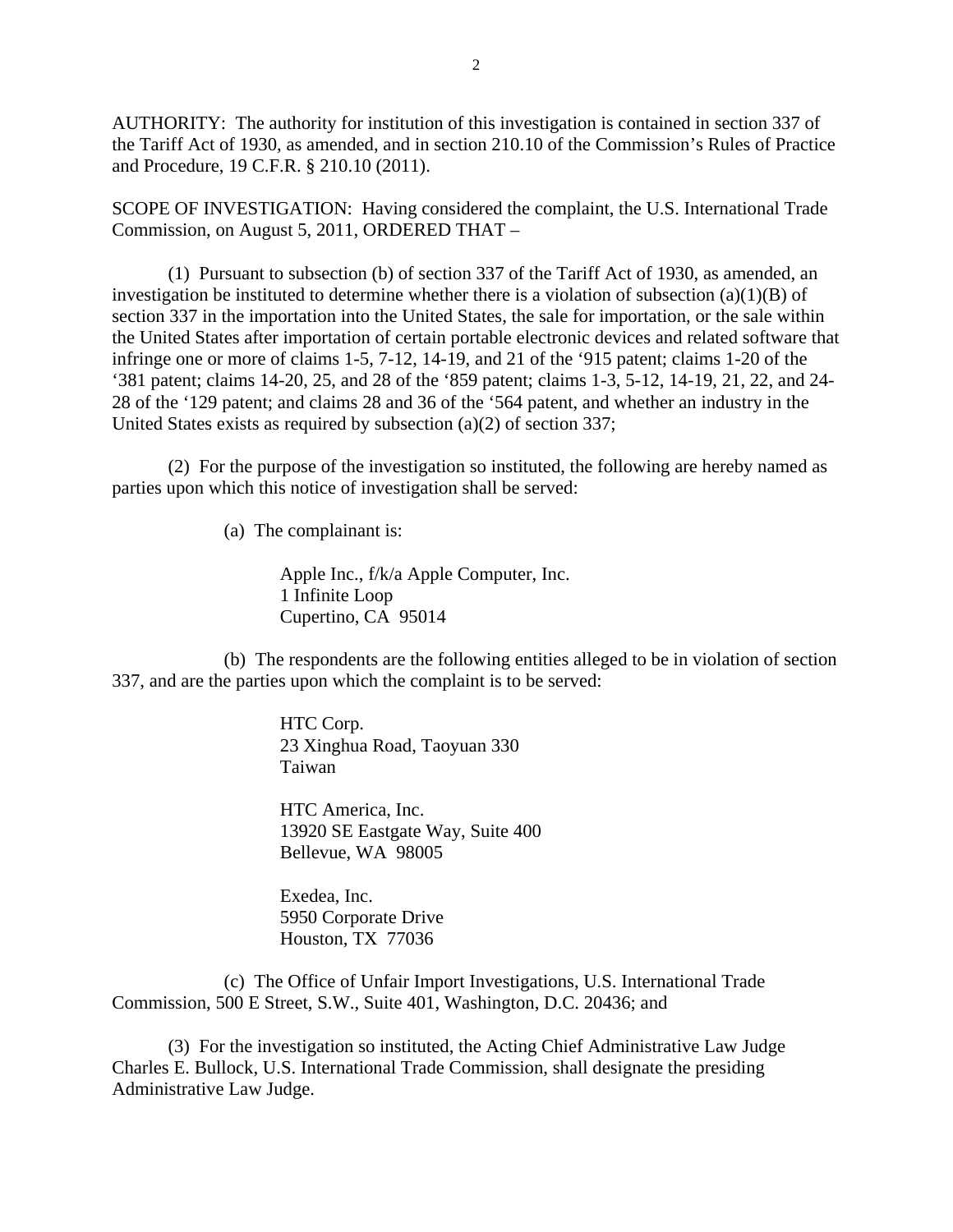AUTHORITY: The authority for institution of this investigation is contained in section 337 of the Tariff Act of 1930, as amended, and in section 210.10 of the Commission's Rules of Practice and Procedure, 19 C.F.R. § 210.10 (2011).

SCOPE OF INVESTIGATION: Having considered the complaint, the U.S. International Trade Commission, on August 5, 2011, ORDERED THAT –

(1) Pursuant to subsection (b) of section 337 of the Tariff Act of 1930, as amended, an investigation be instituted to determine whether there is a violation of subsection (a)(1)(B) of section 337 in the importation into the United States, the sale for importation, or the sale within the United States after importation of certain portable electronic devices and related software that infringe one or more of claims 1-5, 7-12, 14-19, and 21 of the '915 patent; claims 1-20 of the '381 patent; claims 14-20, 25, and 28 of the '859 patent; claims 1-3, 5-12, 14-19, 21, 22, and 24-28 of the '129 patent; and claims 28 and 36 of the '564 patent, and whether an industry in the United States exists as required by subsection (a)(2) of section 337;

(2) For the purpose of the investigation so instituted, the following are hereby named as parties upon which this notice of investigation shall be served:

(a) The complainant is:

Apple Inc., f/k/a Apple Computer, Inc.
1 Infinite Loop
Cupertino, CA 95014

(b) The respondents are the following entities alleged to be in violation of section 337, and are the parties upon which the complaint is to be served:

HTC Corp.
23 Xinghua Road, Taoyuan 330
Taiwan

HTC America, Inc.
13920 SE Eastgate Way, Suite 400
Bellevue, WA 98005

Exedea, Inc.
5950 Corporate Drive
Houston, TX 77036

(c) The Office of Unfair Import Investigations, U.S. International Trade Commission, 500 E Street, S.W., Suite 401, Washington, D.C. 20436; and

(3) For the investigation so instituted, the Acting Chief Administrative Law Judge Charles E. Bullock, U.S. International Trade Commission, shall designate the presiding Administrative Law Judge.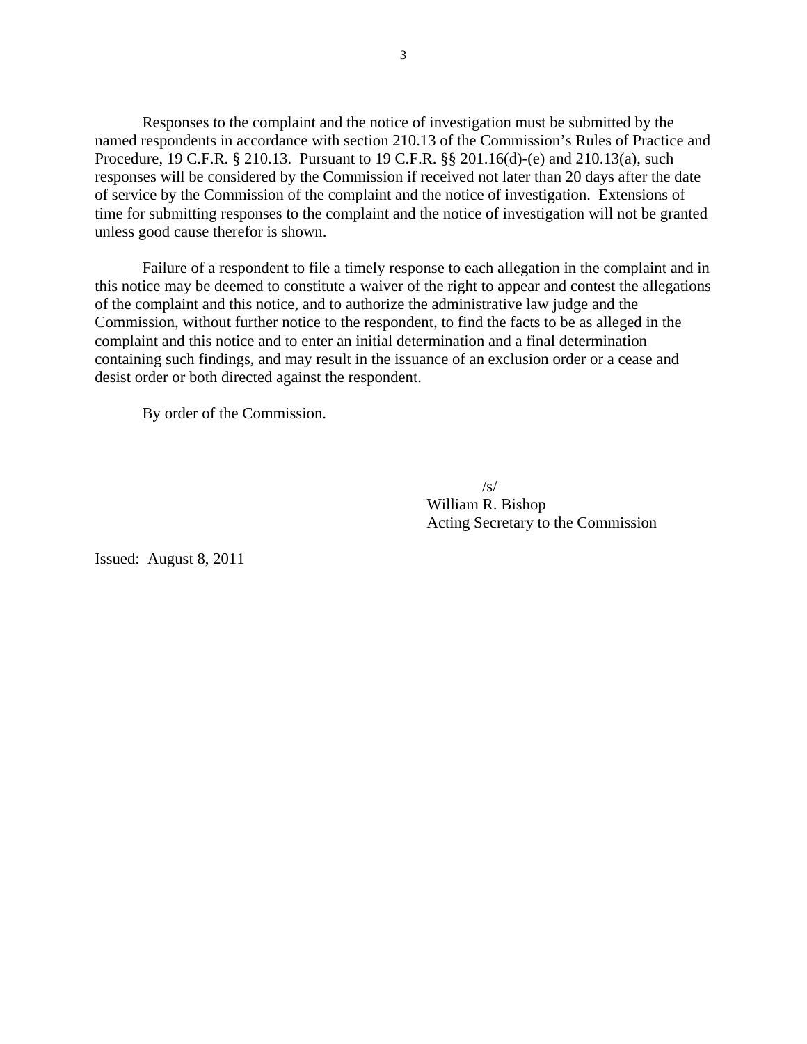Responses to the complaint and the notice of investigation must be submitted by the named respondents in accordance with section 210.13 of the Commission's Rules of Practice and Procedure, 19 C.F.R. § 210.13. Pursuant to 19 C.F.R. §§ 201.16(d)-(e) and 210.13(a), such responses will be considered by the Commission if received not later than 20 days after the date of service by the Commission of the complaint and the notice of investigation. Extensions of time for submitting responses to the complaint and the notice of investigation will not be granted unless good cause therefor is shown.

Failure of a respondent to file a timely response to each allegation in the complaint and in this notice may be deemed to constitute a waiver of the right to appear and contest the allegations of the complaint and this notice, and to authorize the administrative law judge and the Commission, without further notice to the respondent, to find the facts to be as alleged in the complaint and this notice and to enter an initial determination and a final determination containing such findings, and may result in the issuance of an exclusion order or a cease and desist order or both directed against the respondent.

By order of the Commission.

/s/
William R. Bishop
Acting Secretary to the Commission

Issued: August 8, 2011